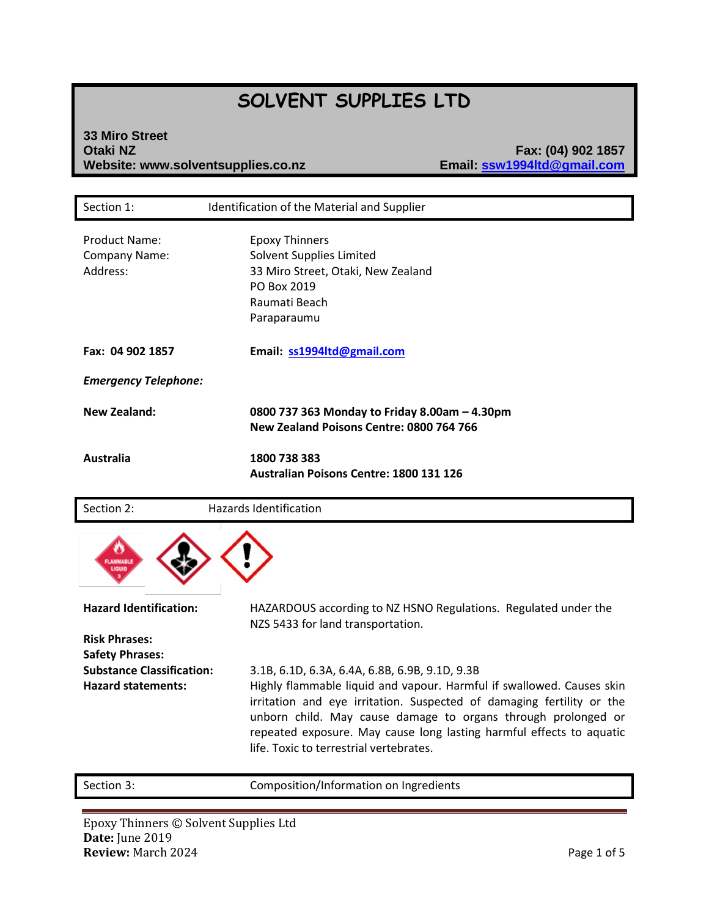# SOLVENT SUPPLIES LTD

**33 Miro Street**
**Otaki NZ**
**Website: www.solventsupplies.co.nz**

**Fax: (04) 902 1857**
**Email: ssw1994ltd@gmail.com**

## Section 1: Identification of the Material and Supplier

| | |
|---|---|
| Product Name: | Epoxy Thinners |
| Company Name: | Solvent Supplies Limited |
| Address: | 33 Miro Street, Otaki, New Zealand<br>PO Box 2019<br>Raumati Beach<br>Paraparaumu |
| **Fax: 04 902 1857** | **Email: ss1994ltd@gmail.com** |

***Emergency Telephone:***

| | |
|---|---|
| **New Zealand:** | **0800 737 363 Monday to Friday 8.00am – 4.30pm**<br>**New Zealand Poisons Centre: 0800 764 766** |
| **Australia** | **1800 738 383**<br>**Australian Poisons Centre: 1800 131 126** |

## Section 2: Hazards Identification

| | |
|---|---|
| **Hazard Identification:** | HAZARDOUS according to NZ HSNO Regulations. Regulated under the NZS 5433 for land transportation. |
| **Risk Phrases:** | |
| **Safety Phrases:** | |
| **Substance Classification:** | 3.1B, 6.1D, 6.3A, 6.4A, 6.8B, 6.9B, 9.1D, 9.3B |
| **Hazard statements:** | Highly flammable liquid and vapour. Harmful if swallowed. Causes skin irritation and eye irritation. Suspected of damaging fertility or the unborn child. May cause damage to organs through prolonged or repeated exposure. May cause long lasting harmful effects to aquatic life. Toxic to terrestrial vertebrates. |

## Section 3: Composition/Information on Ingredients

Epoxy Thinners © Solvent Supplies Ltd
**Date:** June 2019
**Review:** March 2024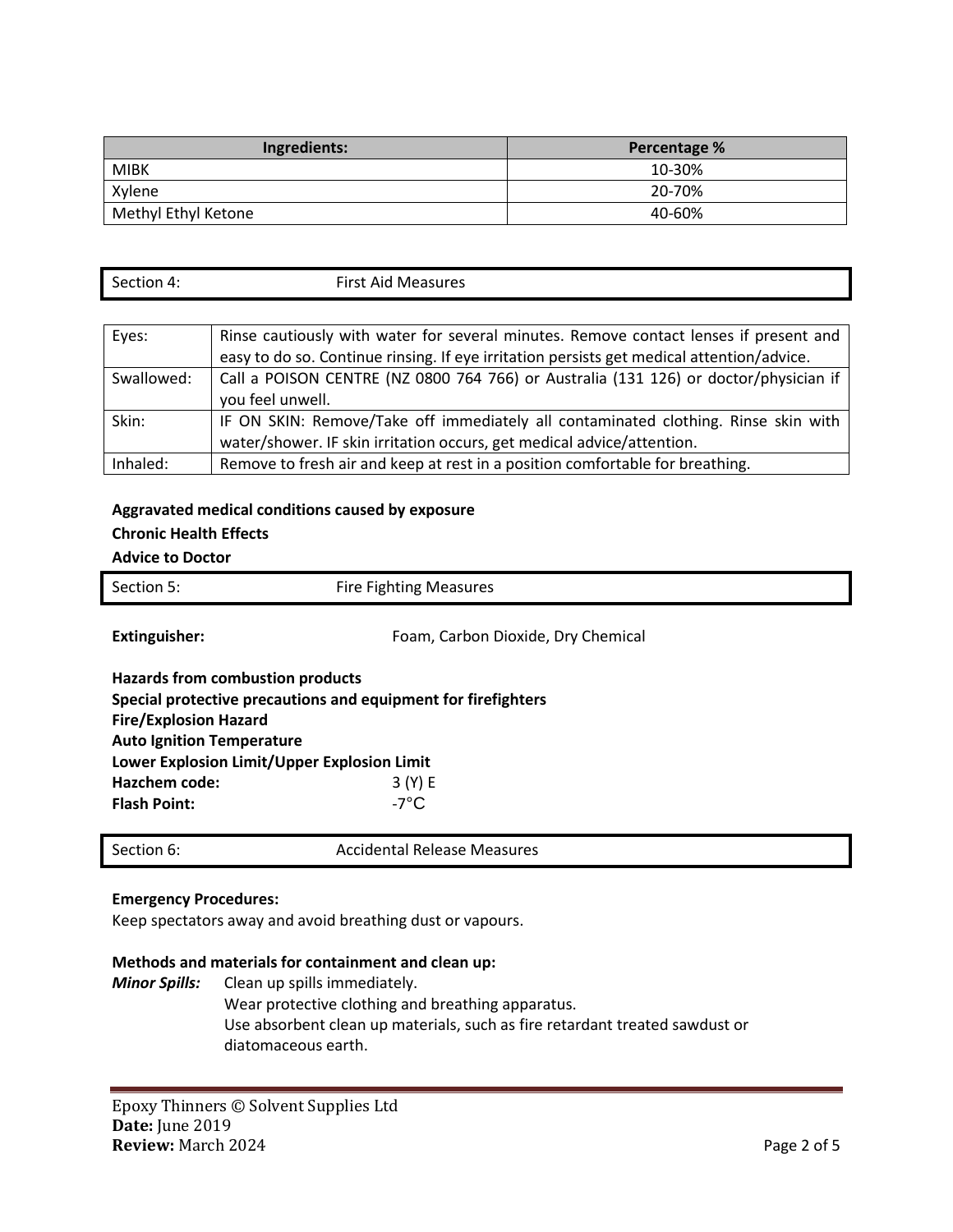| Ingredients: | Percentage % |
| --- | --- |
| MIBK | 10-30% |
| Xylene | 20-70% |
| Methyl Ethyl Ketone | 40-60% |

## Section 4: First Aid Measures

| Eyes: | Rinse cautiously with water for several minutes. Remove contact lenses if present and easy to do so. Continue rinsing. If eye irritation persists get medical attention/advice. |
| --- | --- |
| Swallowed: | Call a POISON CENTRE (NZ 0800 764 766) or Australia (131 126) or doctor/physician if you feel unwell. |
| Skin: | IF ON SKIN: Remove/Take off immediately all contaminated clothing. Rinse skin with water/shower. IF skin irritation occurs, get medical advice/attention. |
| Inhaled: | Remove to fresh air and keep at rest in a position comfortable for breathing. |

**Aggravated medical conditions caused by exposure**

**Chronic Health Effects**

**Advice to Doctor**

## Section 5: Fire Fighting Measures

**Extinguisher:** Foam, Carbon Dioxide, Dry Chemical

**Hazards from combustion products**

**Special protective precautions and equipment for firefighters**

**Fire/Explosion Hazard**

**Auto Ignition Temperature**

**Lower Explosion Limit/Upper Explosion Limit**

**Hazchem code:** 3 (Y) E

**Flash Point:** -7°C

## Section 6: Accidental Release Measures

**Emergency Procedures:**

Keep spectators away and avoid breathing dust or vapours.

**Methods and materials for containment and clean up:**

***Minor Spills:*** Clean up spills immediately.
Wear protective clothing and breathing apparatus.
Use absorbent clean up materials, such as fire retardant treated sawdust or diatomaceous earth.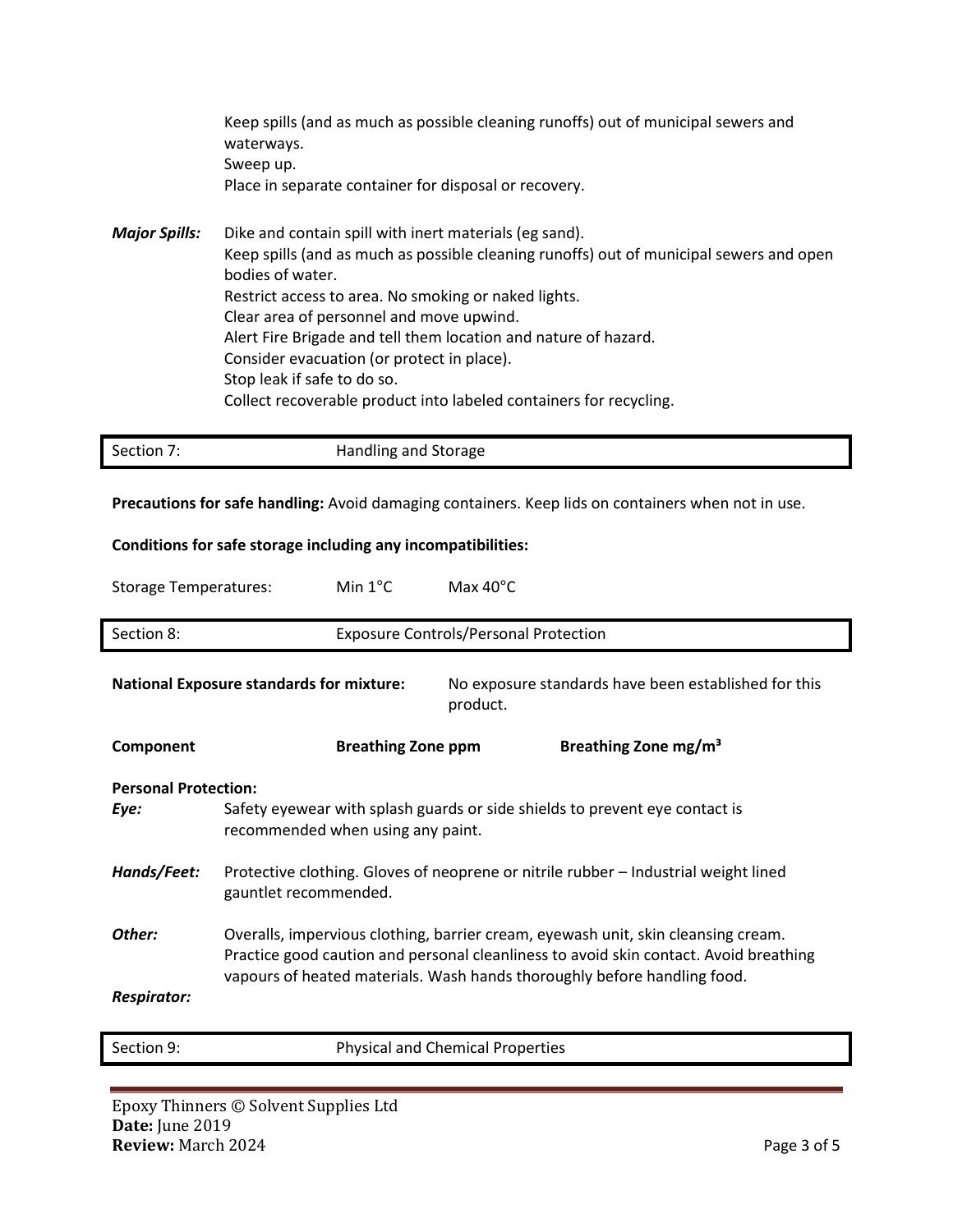Keep spills (and as much as possible cleaning runoffs) out of municipal sewers and waterways.
Sweep up.
Place in separate container for disposal or recovery.

***Major Spills:*** Dike and contain spill with inert materials (eg sand).
Keep spills (and as much as possible cleaning runoffs) out of municipal sewers and open bodies of water.
Restrict access to area. No smoking or naked lights.
Clear area of personnel and move upwind.
Alert Fire Brigade and tell them location and nature of hazard.
Consider evacuation (or protect in place).
Stop leak if safe to do so.
Collect recoverable product into labeled containers for recycling.

## Section 7: Handling and Storage

**Precautions for safe handling:** Avoid damaging containers. Keep lids on containers when not in use.

**Conditions for safe storage including any incompatibilities:**

| Storage Temperatures: | Min 1°C | Max 40°C |
|---|---|---|

## Section 8: Exposure Controls/Personal Protection

**National Exposure standards for mixture:** No exposure standards have been established for this product.

| Component | Breathing Zone ppm | Breathing Zone mg/m³ |
|---|---|---|

**Personal Protection:**

***Eye:*** Safety eyewear with splash guards or side shields to prevent eye contact is recommended when using any paint.

***Hands/Feet:*** Protective clothing. Gloves of neoprene or nitrile rubber – Industrial weight lined gauntlet recommended.

***Other:*** Overalls, impervious clothing, barrier cream, eyewash unit, skin cleansing cream. Practice good caution and personal cleanliness to avoid skin contact. Avoid breathing vapours of heated materials. Wash hands thoroughly before handling food.

***Respirator:***

## Section 9: Physical and Chemical Properties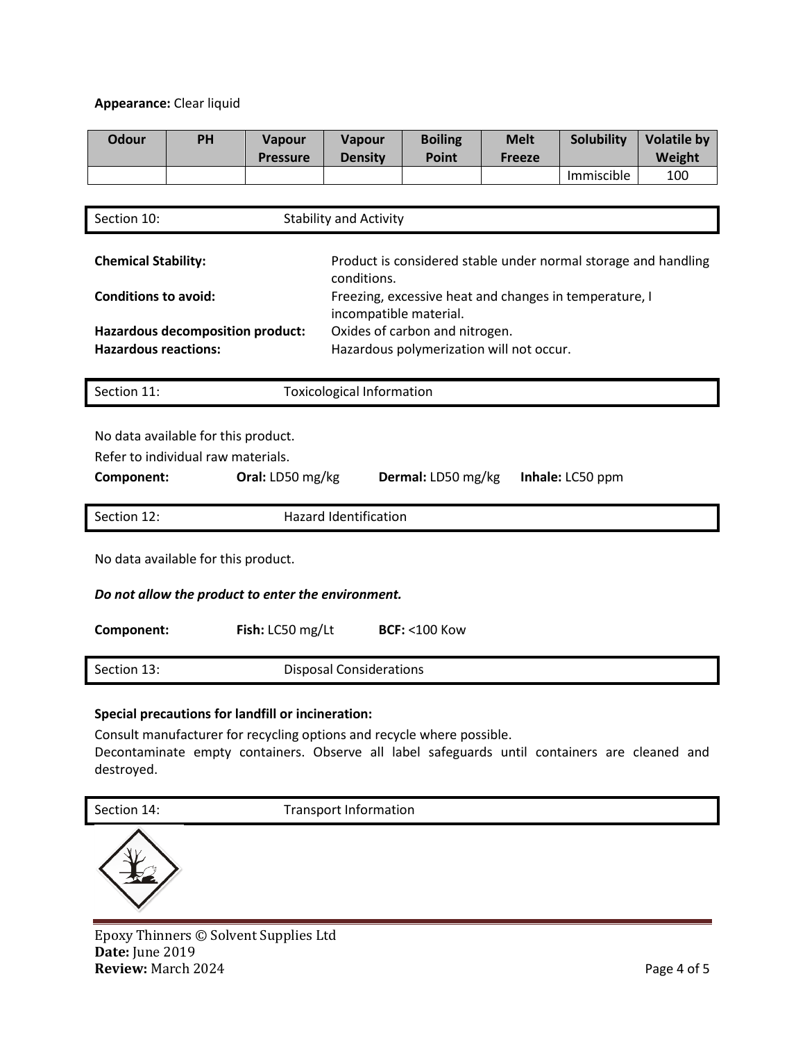**Appearance:** Clear liquid

| Odour | PH | Vapour Pressure | Vapour Density | Boiling Point | Melt Freeze | Solubility | Volatile by Weight |
|---|---|---|---|---|---|---|---|
| | | | | | | Immiscible | 100 |

## Section 10: Stability and Activity

**Chemical Stability:** Product is considered stable under normal storage and handling conditions.

**Conditions to avoid:** Freezing, excessive heat and changes in temperature, I incompatible material.

**Hazardous decomposition product:** Oxides of carbon and nitrogen.

**Hazardous reactions:** Hazardous polymerization will not occur.

## Section 11: Toxicological Information

No data available for this product.

Refer to individual raw materials.

**Component:** **Oral:** LD50 mg/kg **Dermal:** LD50 mg/kg **Inhale:** LC50 ppm

## Section 12: Hazard Identification

No data available for this product.

***Do not allow the product to enter the environment.***

**Component:** **Fish:** LC50 mg/Lt **BCF:** <100 Kow

## Section 13: Disposal Considerations

**Special precautions for landfill or incineration:**

Consult manufacturer for recycling options and recycle where possible.
Decontaminate empty containers. Observe all label safeguards until containers are cleaned and destroyed.

## Section 14: Transport Information

Epoxy Thinners © Solvent Supplies Ltd
**Date:** June 2019
**Review:** March 2024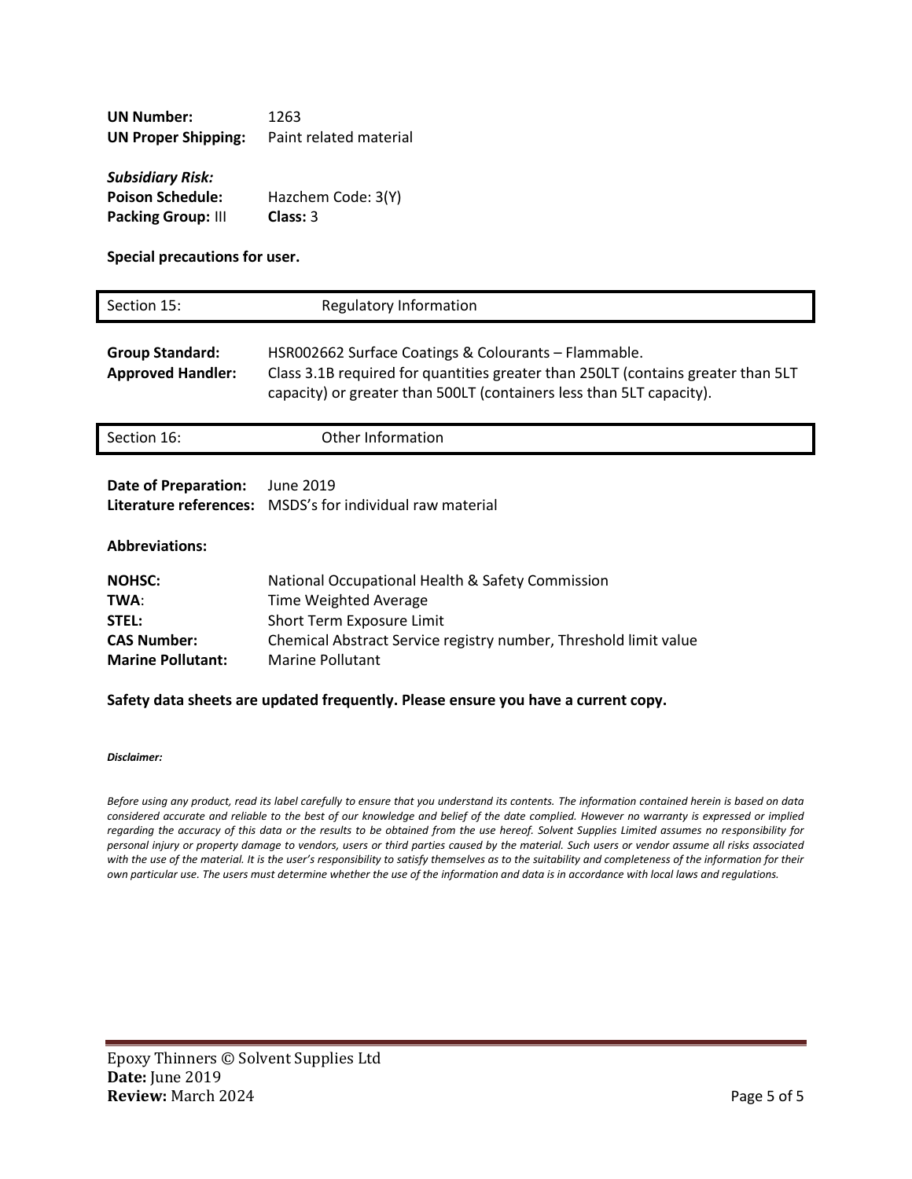**UN Number:** 1263
**UN Proper Shipping:** Paint related material

***Subsidiary Risk:***
**Poison Schedule:** Hazchem Code: 3(Y)
**Packing Group:** III **Class:** 3

**Special precautions for user.**

## Section 15: Regulatory Information

**Group Standard:** HSR002662 Surface Coatings & Colourants – Flammable.
**Approved Handler:** Class 3.1B required for quantities greater than 250LT (contains greater than 5LT capacity) or greater than 500LT (containers less than 5LT capacity).

## Section 16: Other Information

**Date of Preparation:** June 2019
**Literature references:** MSDS's for individual raw material

**Abbreviations:**

| | |
|---|---|
| **NOHSC:** | National Occupational Health & Safety Commission |
| **TWA**: | Time Weighted Average |
| **STEL:** | Short Term Exposure Limit |
| **CAS Number:** | Chemical Abstract Service registry number, Threshold limit value |
| **Marine Pollutant:** | Marine Pollutant |

**Safety data sheets are updated frequently. Please ensure you have a current copy.**

***Disclaimer:***

*Before using any product, read its label carefully to ensure that you understand its contents. The information contained herein is based on data considered accurate and reliable to the best of our knowledge and belief of the date complied. However no warranty is expressed or implied regarding the accuracy of this data or the results to be obtained from the use hereof. Solvent Supplies Limited assumes no responsibility for personal injury or property damage to vendors, users or third parties caused by the material. Such users or vendor assume all risks associated with the use of the material. It is the user's responsibility to satisfy themselves as to the suitability and completeness of the information for their own particular use. The users must determine whether the use of the information and data is in accordance with local laws and regulations.*